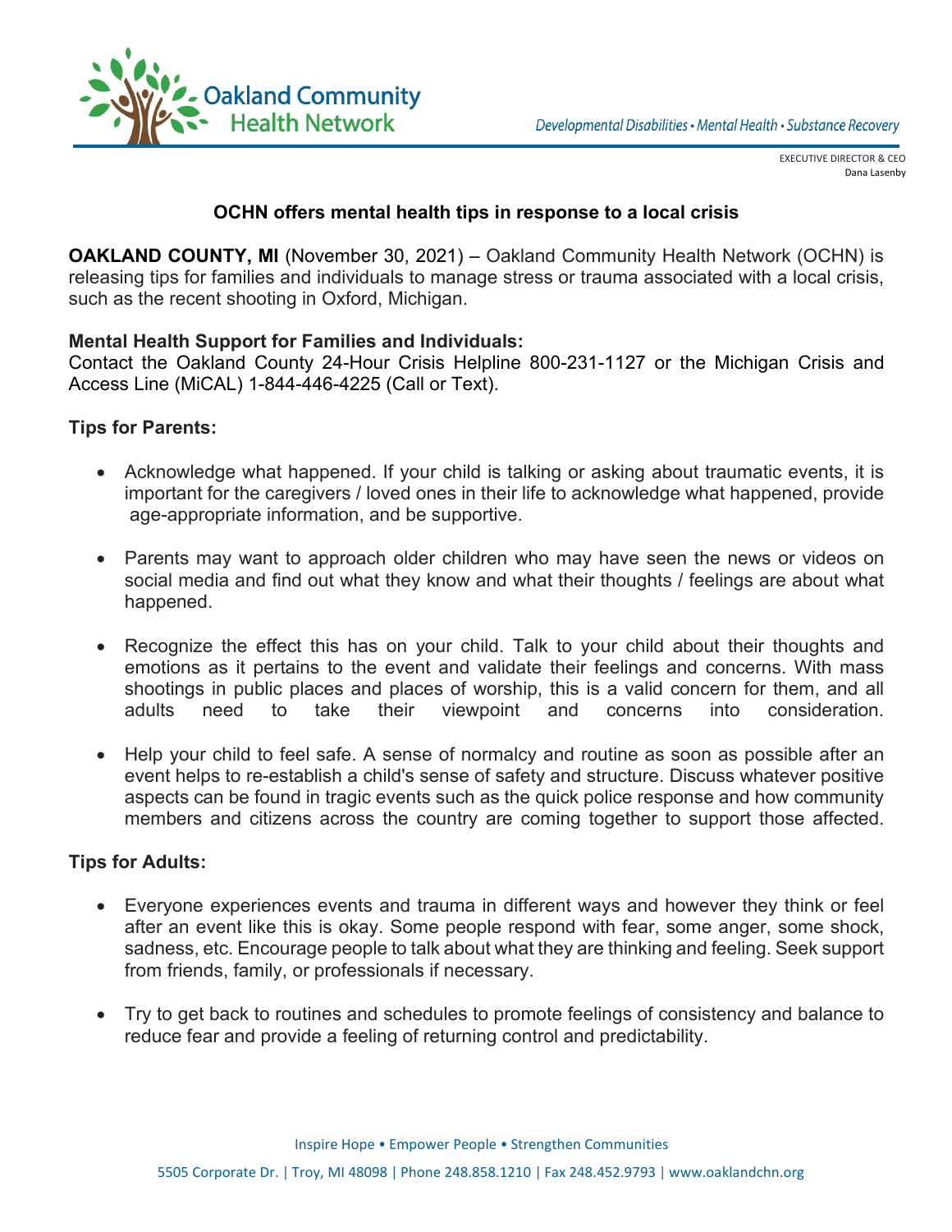Oakland Community Health Network

Developmental Disabilities • Mental Health • Substance Recovery

EXECUTIVE DIRECTOR & CEO
Dana Lasenby

## OCHN offers mental health tips in response to a local crisis

**OAKLAND COUNTY, MI** (November 30, 2021) – Oakland Community Health Network (OCHN) is releasing tips for families and individuals to manage stress or trauma associated with a local crisis, such as the recent shooting in Oxford, Michigan.

**Mental Health Support for Families and Individuals:**
Contact the Oakland County 24-Hour Crisis Helpline 800-231-1127 or the Michigan Crisis and Access Line (MiCAL) 1-844-446-4225 (Call or Text).

**Tips for Parents:**

- Acknowledge what happened. If your child is talking or asking about traumatic events, it is important for the caregivers / loved ones in their life to acknowledge what happened, provide age-appropriate information, and be supportive.

- Parents may want to approach older children who may have seen the news or videos on social media and find out what they know and what their thoughts / feelings are about what happened.

- Recognize the effect this has on your child. Talk to your child about their thoughts and emotions as it pertains to the event and validate their feelings and concerns. With mass shootings in public places and places of worship, this is a valid concern for them, and all adults need to take their viewpoint and concerns into consideration.

- Help your child to feel safe. A sense of normalcy and routine as soon as possible after an event helps to re-establish a child's sense of safety and structure. Discuss whatever positive aspects can be found in tragic events such as the quick police response and how community members and citizens across the country are coming together to support those affected.

**Tips for Adults:**

- Everyone experiences events and trauma in different ways and however they think or feel after an event like this is okay. Some people respond with fear, some anger, some shock, sadness, etc. Encourage people to talk about what they are thinking and feeling. Seek support from friends, family, or professionals if necessary.

- Try to get back to routines and schedules to promote feelings of consistency and balance to reduce fear and provide a feeling of returning control and predictability.

Inspire Hope • Empower People • Strengthen Communities

5505 Corporate Dr. | Troy, MI 48098 | Phone 248.858.1210 | Fax 248.452.9793 | www.oaklandchn.org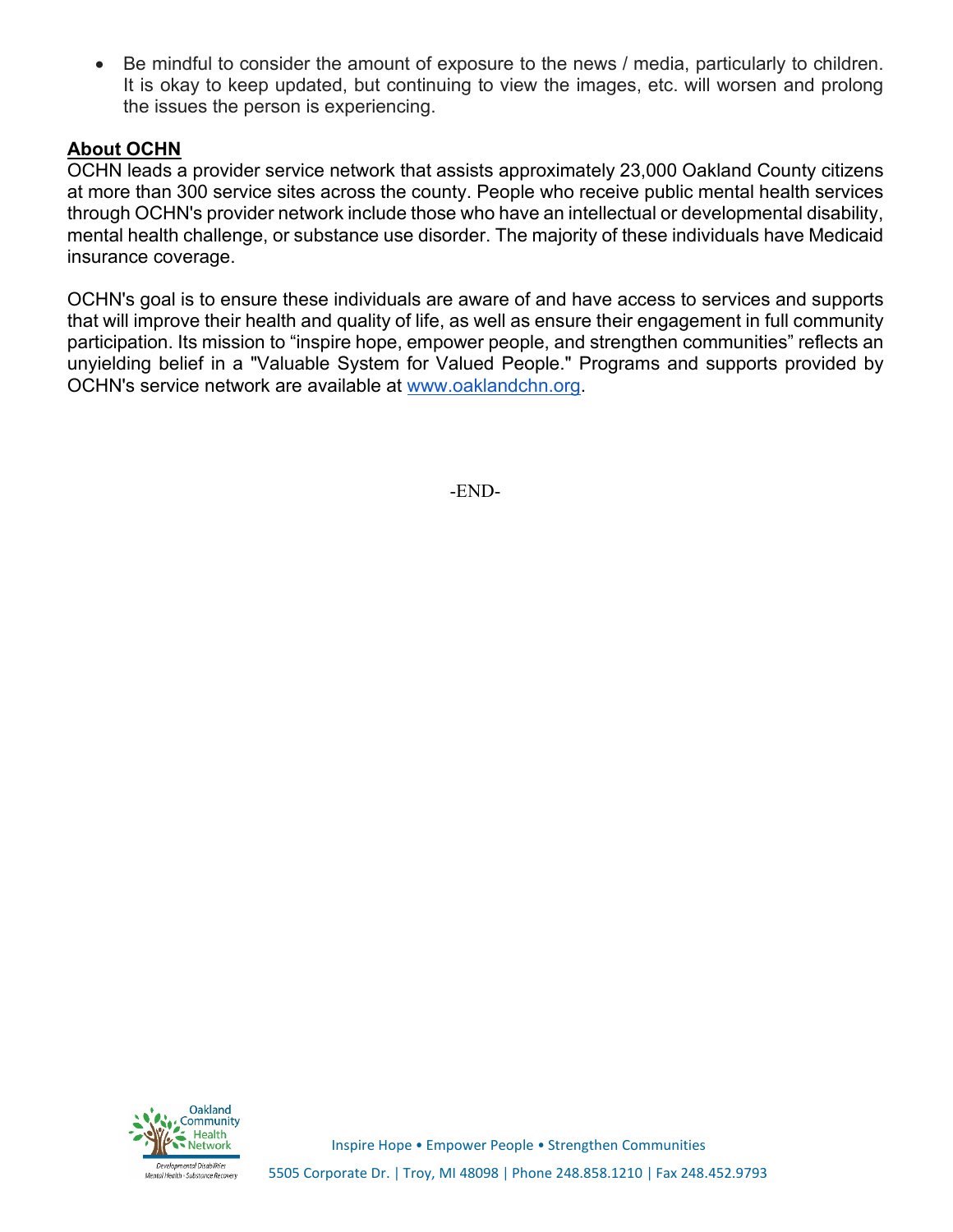- Be mindful to consider the amount of exposure to the news / media, particularly to children. It is okay to keep updated, but continuing to view the images, etc. will worsen and prolong the issues the person is experiencing.

**About OCHN**

OCHN leads a provider service network that assists approximately 23,000 Oakland County citizens at more than 300 service sites across the county. People who receive public mental health services through OCHN's provider network include those who have an intellectual or developmental disability, mental health challenge, or substance use disorder. The majority of these individuals have Medicaid insurance coverage.

OCHN's goal is to ensure these individuals are aware of and have access to services and supports that will improve their health and quality of life, as well as ensure their engagement in full community participation. Its mission to "inspire hope, empower people, and strengthen communities" reflects an unyielding belief in a "Valuable System for Valued People." Programs and supports provided by OCHN's service network are available at www.oaklandchn.org.

-END-